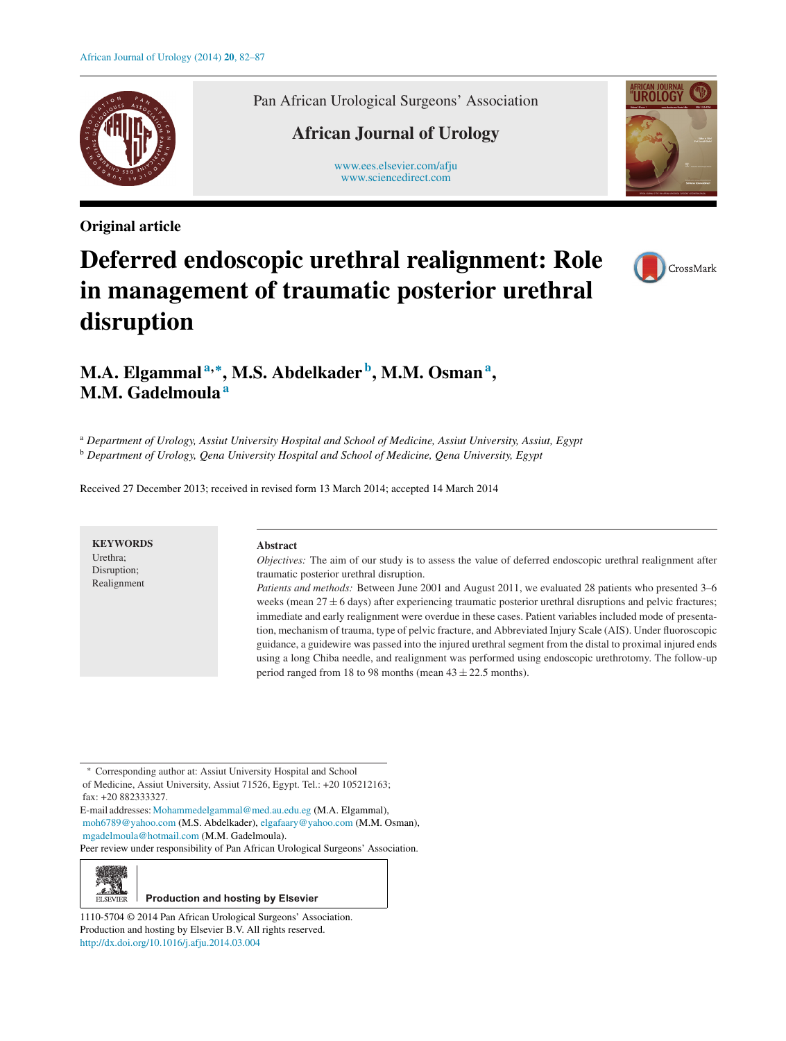Pan African Urological Surgeons' Association

African Journal of Urology

www.ees.elsevier.com/afju
www.sciencedirect.com

**Original article**

# Deferred endoscopic urethral realignment: Role in management of traumatic posterior urethral disruption

**M.A. Elgammal**[a,*], **M.S. Abdelkader**[b], **M.M. Osman**[a], **M.M. Gadelmoula**[a]

[a] *Department of Urology, Assiut University Hospital and School of Medicine, Assiut University, Assiut, Egypt*
[b] *Department of Urology, Qena University Hospital and School of Medicine, Qena University, Egypt*

Received 27 December 2013; received in revised form 13 March 2014; accepted 14 March 2014

**KEYWORDS**
Urethra;
Disruption;
Realignment

**Abstract**

*Objectives:* The aim of our study is to assess the value of deferred endoscopic urethral realignment after traumatic posterior urethral disruption.

*Patients and methods:* Between June 2001 and August 2011, we evaluated 28 patients who presented 3–6 weeks (mean $27 \pm 6$ days) after experiencing traumatic posterior urethral disruptions and pelvic fractures; immediate and early realignment were overdue in these cases. Patient variables included mode of presentation, mechanism of trauma, type of pelvic fracture, and Abbreviated Injury Scale (AIS). Under fluoroscopic guidance, a guidewire was passed into the injured urethral segment from the distal to proximal injured ends using a long Chiba needle, and realignment was performed using endoscopic urethrotomy. The follow-up period ranged from 18 to 98 months (mean $43 \pm 22.5$ months).

* Corresponding author at: Assiut University Hospital and School of Medicine, Assiut University, Assiut 71526, Egypt. Tel.: +20 105212163; fax: +20 882333327.

E-mail addresses: Mohammedelgammal@med.au.edu.eg (M.A. Elgammal), moh6789@yahoo.com (M.S. Abdelkader), elgafaary@yahoo.com (M.M. Osman), mgadelmoula@hotmail.com (M.M. Gadelmoula).

Peer review under responsibility of Pan African Urological Surgeons' Association.

Production and hosting by Elsevier

1110-5704 © 2014 Pan African Urological Surgeons' Association. Production and hosting by Elsevier B.V. All rights reserved.
http://dx.doi.org/10.1016/j.afju.2014.03.004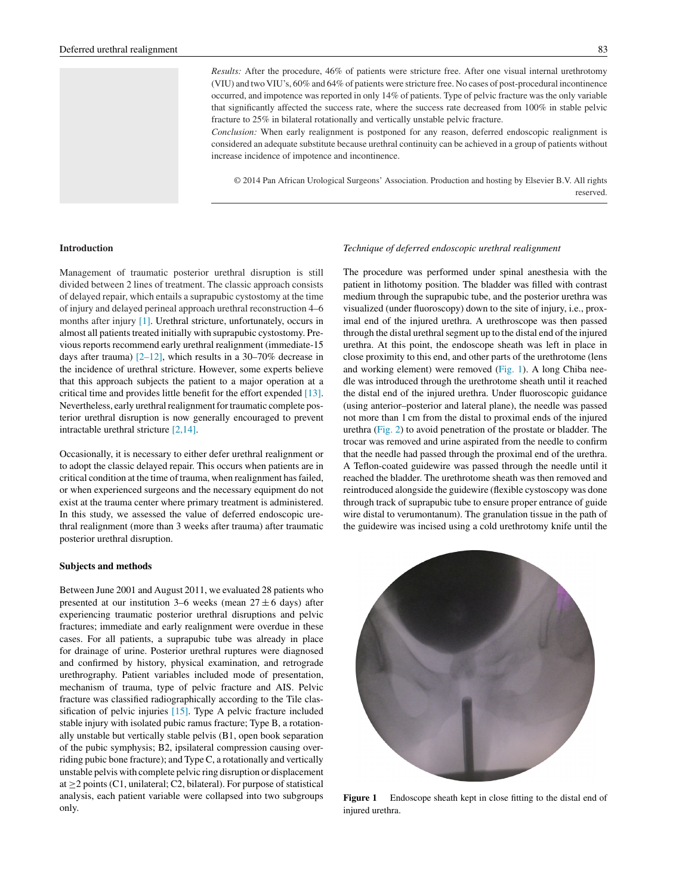*Results:* After the procedure, 46% of patients were stricture free. After one visual internal urethrotomy (VIU) and two VIU's, 60% and 64% of patients were stricture free. No cases of post-procedural incontinence occurred, and impotence was reported in only 14% of patients. Type of pelvic fracture was the only variable that significantly affected the success rate, where the success rate decreased from 100% in stable pelvic fracture to 25% in bilateral rotationally and vertically unstable pelvic fracture.

*Conclusion:* When early realignment is postponed for any reason, deferred endoscopic realignment is considered an adequate substitute because urethral continuity can be achieved in a group of patients without increase incidence of impotence and incontinence.

© 2014 Pan African Urological Surgeons' Association. Production and hosting by Elsevier B.V. All rights reserved.

## Introduction

Management of traumatic posterior urethral disruption is still divided between 2 lines of treatment. The classic approach consists of delayed repair, which entails a suprapubic cystostomy at the time of injury and delayed perineal approach urethral reconstruction 4–6 months after injury [1]. Urethral stricture, unfortunately, occurs in almost all patients treated initially with suprapubic cystostomy. Previous reports recommend early urethral realignment (immediate-15 days after trauma) [2–12], which results in a 30–70% decrease in the incidence of urethral stricture. However, some experts believe that this approach subjects the patient to a major operation at a critical time and provides little benefit for the effort expended [13]. Nevertheless, early urethral realignment for traumatic complete posterior urethral disruption is now generally encouraged to prevent intractable urethral stricture [2,14].

Occasionally, it is necessary to either defer urethral realignment or to adopt the classic delayed repair. This occurs when patients are in critical condition at the time of trauma, when realignment has failed, or when experienced surgeons and the necessary equipment do not exist at the trauma center where primary treatment is administered. In this study, we assessed the value of deferred endoscopic urethral realignment (more than 3 weeks after trauma) after traumatic posterior urethral disruption.

## Subjects and methods

Between June 2001 and August 2011, we evaluated 28 patients who presented at our institution 3–6 weeks (mean $27 \pm 6$ days) after experiencing traumatic posterior urethral disruptions and pelvic fractures; immediate and early realignment were overdue in these cases. For all patients, a suprapubic tube was already in place for drainage of urine. Posterior urethral ruptures were diagnosed and confirmed by history, physical examination, and retrograde urethrography. Patient variables included mode of presentation, mechanism of trauma, type of pelvic fracture and AIS. Pelvic fracture was classified radiographically according to the Tile classification of pelvic injuries [15]. Type A pelvic fracture included stable injury with isolated pubic ramus fracture; Type B, a rotationally unstable but vertically stable pelvis (B1, open book separation of the pubic symphysis; B2, ipsilateral compression causing overriding pubic bone fracture); and Type C, a rotationally and vertically unstable pelvis with complete pelvic ring disruption or displacement at $\geq$2 points (C1, unilateral; C2, bilateral). For purpose of statistical analysis, each patient variable were collapsed into two subgroups only.

### *Technique of deferred endoscopic urethral realignment*

The procedure was performed under spinal anesthesia with the patient in lithotomy position. The bladder was filled with contrast medium through the suprapubic tube, and the posterior urethra was visualized (under fluoroscopy) down to the site of injury, i.e., proximal end of the injured urethra. A urethroscope was then passed through the distal urethral segment up to the distal end of the injured urethra. At this point, the endoscope sheath was left in place in close proximity to this end, and other parts of the urethrotome (lens and working element) were removed (Fig. 1). A long Chiba needle was introduced through the urethrotome sheath until it reached the distal end of the injured urethra. Under fluoroscopic guidance (using anterior–posterior and lateral plane), the needle was passed not more than 1 cm from the distal to proximal ends of the injured urethra (Fig. 2) to avoid penetration of the prostate or bladder. The trocar was removed and urine aspirated from the needle to confirm that the needle had passed through the proximal end of the urethra. A Teflon-coated guidewire was passed through the needle until it reached the bladder. The urethrotome sheath was then removed and reintroduced alongside the guidewire (flexible cystoscopy was done through track of suprapubic tube to ensure proper entrance of guide wire distal to verumontanum). The granulation tissue in the path of the guidewire was incised using a cold urethrotomy knife until the

**Figure 1** Endoscope sheath kept in close fitting to the distal end of injured urethra.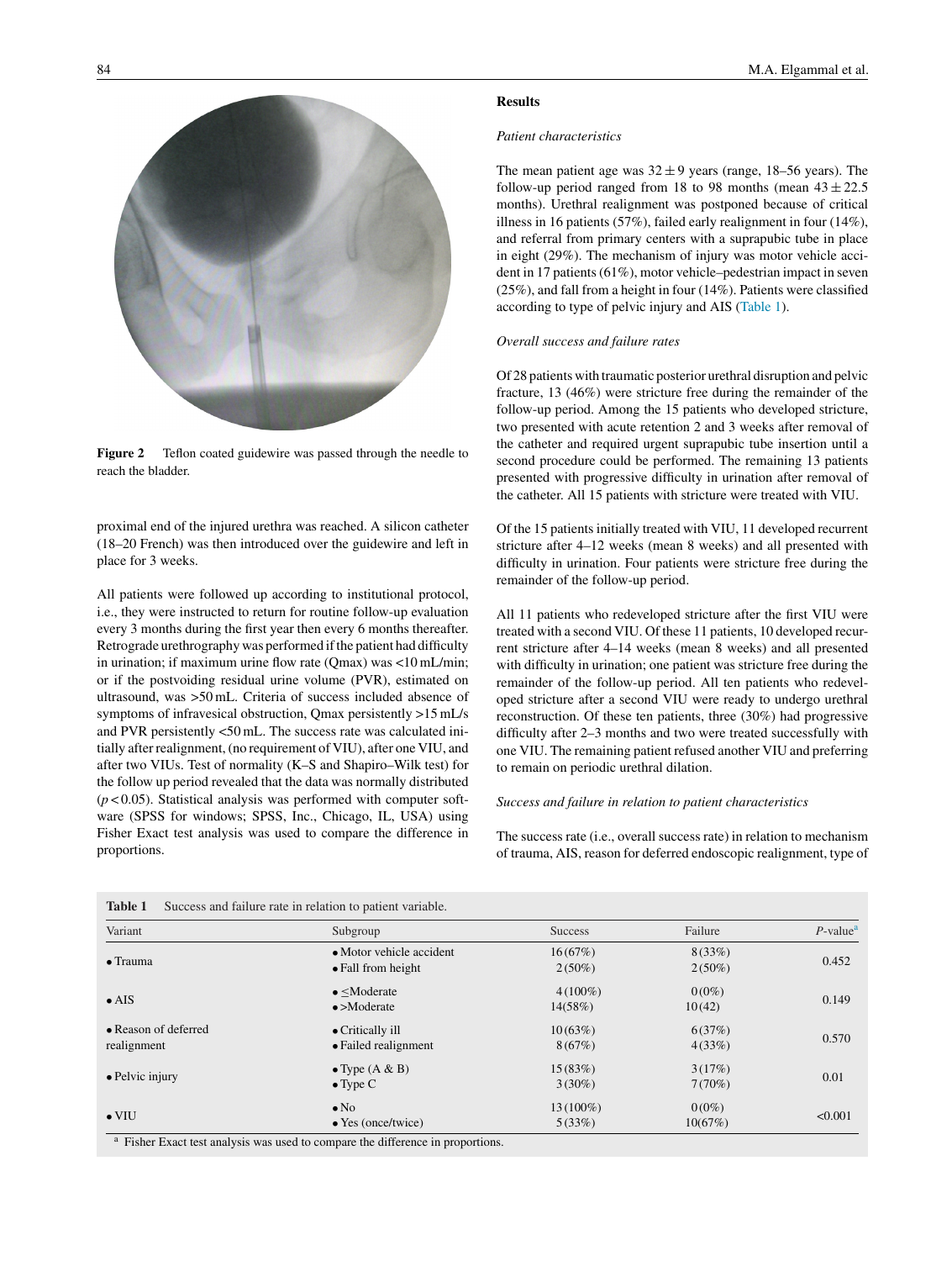**Figure 2** Teflon coated guidewire was passed through the needle to reach the bladder.

proximal end of the injured urethra was reached. A silicon catheter (18–20 French) was then introduced over the guidewire and left in place for 3 weeks.

All patients were followed up according to institutional protocol, i.e., they were instructed to return for routine follow-up evaluation every 3 months during the first year then every 6 months thereafter. Retrograde urethrography was performed if the patient had difficulty in urination; if maximum urine flow rate (Qmax) was <10 mL/min; or if the postvoiding residual urine volume (PVR), estimated on ultrasound, was >50 mL. Criteria of success included absence of symptoms of infravesical obstruction, Qmax persistently >15 mL/s and PVR persistently <50 mL. The success rate was calculated initially after realignment, (no requirement of VIU), after one VIU, and after two VIUs. Test of normality (K–S and Shapiro–Wilk test) for the follow up period revealed that the data was normally distributed ($p < 0.05$). Statistical analysis was performed with computer software (SPSS for windows; SPSS, Inc., Chicago, IL, USA) using Fisher Exact test analysis was used to compare the difference in proportions.

## Results

### *Patient characteristics*

The mean patient age was $32 \pm 9$ years (range, 18–56 years). The follow-up period ranged from 18 to 98 months (mean $43 \pm 22.5$ months). Urethral realignment was postponed because of critical illness in 16 patients (57%), failed early realignment in four (14%), and referral from primary centers with a suprapubic tube in place in eight (29%). The mechanism of injury was motor vehicle accident in 17 patients (61%), motor vehicle–pedestrian impact in seven (25%), and fall from a height in four (14%). Patients were classified according to type of pelvic injury and AIS (Table 1).

### *Overall success and failure rates*

Of 28 patients with traumatic posterior urethral disruption and pelvic fracture, 13 (46%) were stricture free during the remainder of the follow-up period. Among the 15 patients who developed stricture, two presented with acute retention 2 and 3 weeks after removal of the catheter and required urgent suprapubic tube insertion until a second procedure could be performed. The remaining 13 patients presented with progressive difficulty in urination after removal of the catheter. All 15 patients with stricture were treated with VIU.

Of the 15 patients initially treated with VIU, 11 developed recurrent stricture after 4–12 weeks (mean 8 weeks) and all presented with difficulty in urination. Four patients were stricture free during the remainder of the follow-up period.

All 11 patients who redeveloped stricture after the first VIU were treated with a second VIU. Of these 11 patients, 10 developed recurrent stricture after 4–14 weeks (mean 8 weeks) and all presented with difficulty in urination; one patient was stricture free during the remainder of the follow-up period. All ten patients who redeveloped stricture after a second VIU were ready to undergo urethral reconstruction. Of these ten patients, three (30%) had progressive difficulty after 2–3 months and two were treated successfully with one VIU. The remaining patient refused another VIU and preferring to remain on periodic urethral dilation.

### *Success and failure in relation to patient characteristics*

The success rate (i.e., overall success rate) in relation to mechanism of trauma, AIS, reason for deferred endoscopic realignment, type of

**Table 1** Success and failure rate in relation to patient variable.

| Variant | Subgroup | Success | Failure | *P*-value[a] |
|---|---|---|---|---|
| • Trauma | • Motor vehicle accident<br>• Fall from height | 16 (67%)<br>2 (50%) | 8 (33%)<br>2 (50%) | 0.452 |
| • AIS | • ≤Moderate<br>• >Moderate | 4 (100%)<br>14(58%) | 0 (0%)<br>10 (42) | 0.149 |
| • Reason of deferred realignment | • Critically ill<br>• Failed realignment | 10 (63%)<br>8 (67%) | 6 (37%)<br>4 (33%) | 0.570 |
| • Pelvic injury | • Type (A & B)<br>• Type C | 15 (83%)<br>3 (30%) | 3 (17%)<br>7 (70%) | 0.01 |
| • VIU | • No<br>• Yes (once/twice) | 13 (100%)<br>5 (33%) | 0 (0%)<br>10(67%) | <0.001 |

[a] Fisher Exact test analysis was used to compare the difference in proportions.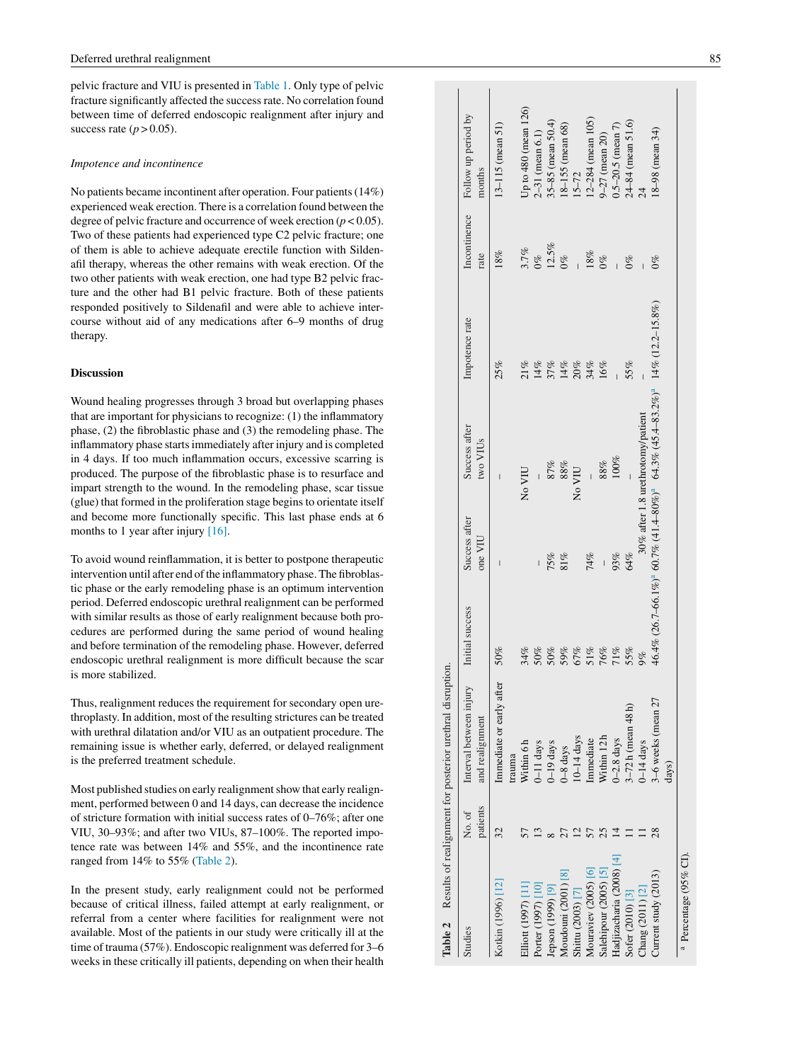pelvic fracture and VIU is presented in Table 1. Only type of pelvic fracture significantly affected the success rate. No correlation found between time of deferred endoscopic realignment after injury and success rate ($p > 0.05$).

*Impotence and incontinence*

No patients became incontinent after operation. Four patients (14%) experienced weak erection. There is a correlation found between the degree of pelvic fracture and occurrence of week erection ($p < 0.05$). Two of these patients had experienced type C2 pelvic fracture; one of them is able to achieve adequate erectile function with Sildenafil therapy, whereas the other remains with weak erection. Of the two other patients with weak erection, one had type B2 pelvic fracture and the other had B1 pelvic fracture. Both of these patients responded positively to Sildenafil and were able to achieve intercourse without aid of any medications after 6–9 months of drug therapy.

## Discussion

Wound healing progresses through 3 broad but overlapping phases that are important for physicians to recognize: (1) the inflammatory phase, (2) the fibroblastic phase and (3) the remodeling phase. The inflammatory phase starts immediately after injury and is completed in 4 days. If too much inflammation occurs, excessive scarring is produced. The purpose of the fibroblastic phase is to resurface and impart strength to the wound. In the remodeling phase, scar tissue (glue) that formed in the proliferation stage begins to orientate itself and become more functionally specific. This last phase ends at 6 months to 1 year after injury [16].

To avoid wound reinflammation, it is better to postpone therapeutic intervention until after end of the inflammatory phase. The fibroblastic phase or the early remodeling phase is an optimum intervention period. Deferred endoscopic urethral realignment can be performed with similar results as those of early realignment because both procedures are performed during the same period of wound healing and before termination of the remodeling phase. However, deferred endoscopic urethral realignment is more difficult because the scar is more stabilized.

Thus, realignment reduces the requirement for secondary open urethroplasty. In addition, most of the resulting strictures can be treated with urethral dilatation and/or VIU as an outpatient procedure. The remaining issue is whether early, deferred, or delayed realignment is the preferred treatment schedule.

Most published studies on early realignment show that early realignment, performed between 0 and 14 days, can decrease the incidence of stricture formation with initial success rates of 0–76%; after one VIU, 30–93%; and after two VIUs, 87–100%. The reported impotence rate was between 14% and 55%, and the incontinence rate ranged from 14% to 55% (Table 2).

In the present study, early realignment could not be performed because of critical illness, failed attempt at early realignment, or referral from a center where facilities for realignment were not available. Most of the patients in our study were critically ill at the time of trauma (57%). Endoscopic realignment was deferred for 3–6 weeks in these critically ill patients, depending on when their health

**Table 2** Results of realignment for posterior urethral disruption.

| Studies | No. of patients | Interval between injury and realignment | Initial success | Success after one VIU | Success after two VIUs | Impotence rate | Incontinence rate | Follow up period by months |
|---|---|---|---|---|---|---|---|---|
| Kotkin (1996) [12] | 32 | Immediate or early after trauma | 50% | – | – | 25% | 18% | 13–115 (mean 51) |
| Elliott (1997) [11] | 57 | Within 6 h | 34% | | No VIU | 21% | 3.7% | Up to 480 (mean 126) |
| Porter (1997) [10] | 13 | 0–11 days | 50% | – | – | 14% | 0% | 2–31 (mean 6.1) |
| Jepson (1999) [9] | 8 | 0–19 days | 50% | 75% | 87% | 37% | 12.5% | 35–85 (mean 50.4) |
| Moudouni (2001) [8] | 27 | 0–8 days | 59% | 81% | 88% | 14% | 0% | 18–155 (mean 68) |
| Shittu (2003) [7] | 12 | 10–14 days | 67% | | No VIU | 20% | – | 15–72 |
| Mouraviev (2005) [6] | 57 | Immediate | 51% | 74% | – | 34% | 18% | 12–284 (mean 105) |
| Salehipour (2005) [5] | 25 | Within 12h | 76% | – | 88% | 16% | 0% | 9–27 (mean 20) |
| Hadjizacharia (2008) [4] | 14 | 0–2.8 days | 71% | 93% | 100% | – | – | 0.5–20.5 (mean 7) |
| Sofer (2010) [3] | 11 | 3–72 h (mean 48 h) | 55% | 64% | – | 55% | 0% | 24–84 (mean 51.6) |
| Chang (2011) [2] | 11 | 0–14 days | 9% | 30% after 1.8 urethrotomy/patient | | – | – | 24 |
| Current study (2013) | 28 | 3–6 weeks (mean 27 days) | 46.4% (26.7–66.1%)[a] | 60.7% (41.4–80%)[a] | 64.3% (45.4–83.2%)[a] | 14% (12.2–15.8%) | 0% | 18–98 (mean 34) |

[a] Percentage (95% CI).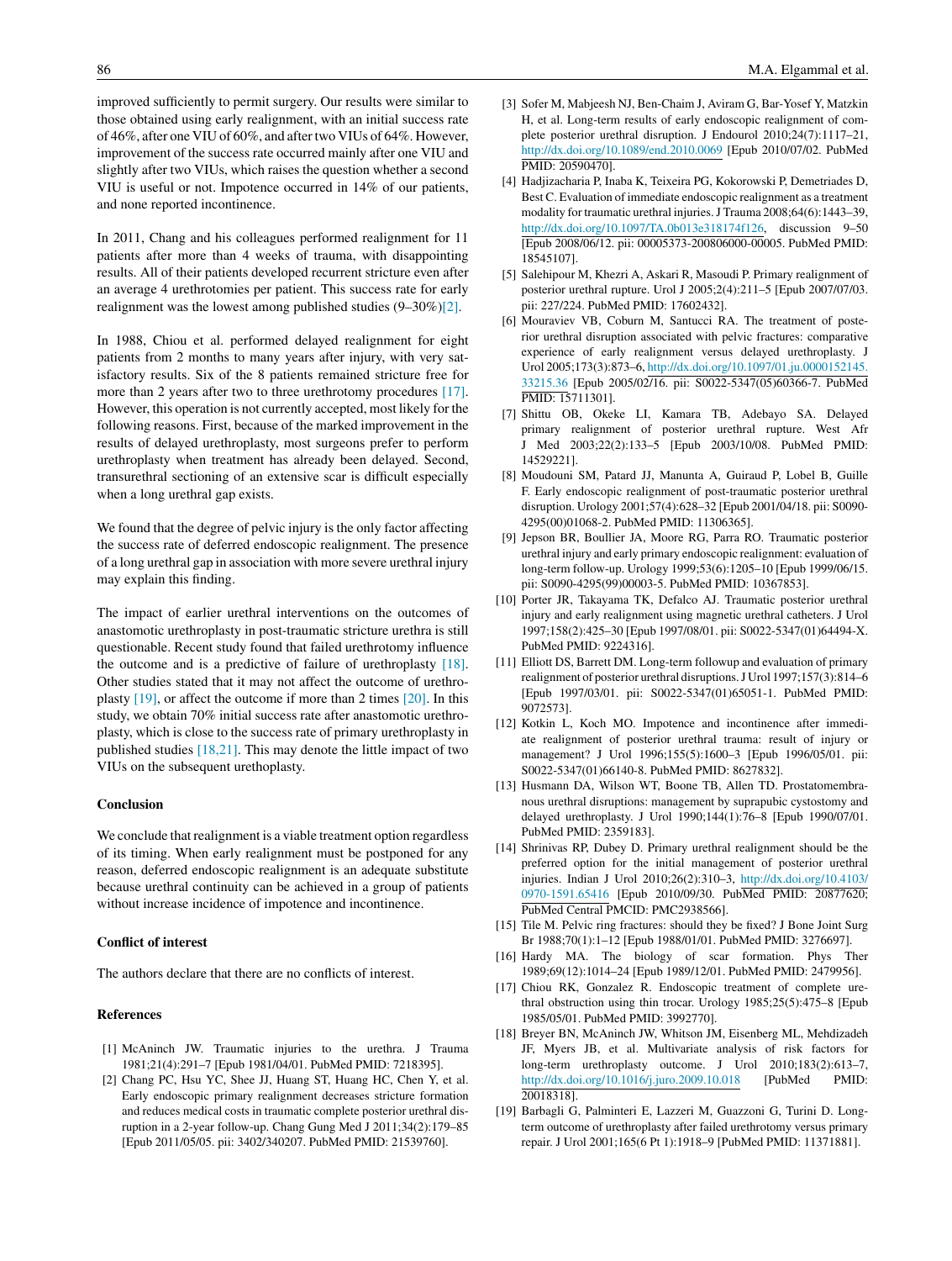improved sufficiently to permit surgery. Our results were similar to those obtained using early realignment, with an initial success rate of 46%, after one VIU of 60%, and after two VIUs of 64%. However, improvement of the success rate occurred mainly after one VIU and slightly after two VIUs, which raises the question whether a second VIU is useful or not. Impotence occurred in 14% of our patients, and none reported incontinence.

In 2011, Chang and his colleagues performed realignment for 11 patients after more than 4 weeks of trauma, with disappointing results. All of their patients developed recurrent stricture even after an average 4 urethrotomies per patient. This success rate for early realignment was the lowest among published studies (9–30%)[2].

In 1988, Chiou et al. performed delayed realignment for eight patients from 2 months to many years after injury, with very satisfactory results. Six of the 8 patients remained stricture free for more than 2 years after two to three urethrotomy procedures [17]. However, this operation is not currently accepted, most likely for the following reasons. First, because of the marked improvement in the results of delayed urethroplasty, most surgeons prefer to perform urethroplasty when treatment has already been delayed. Second, transurethral sectioning of an extensive scar is difficult especially when a long urethral gap exists.

We found that the degree of pelvic injury is the only factor affecting the success rate of deferred endoscopic realignment. The presence of a long urethral gap in association with more severe urethral injury may explain this finding.

The impact of earlier urethral interventions on the outcomes of anastomotic urethroplasty in post-traumatic stricture urethra is still questionable. Recent study found that failed urethrotomy influence the outcome and is a predictive of failure of urethroplasty [18]. Other studies stated that it may not affect the outcome of urethroplasty [19], or affect the outcome if more than 2 times [20]. In this study, we obtain 70% initial success rate after anastomotic urethroplasty, which is close to the success rate of primary urethroplasty in published studies [18,21]. This may denote the little impact of two VIUs on the subsequent urethoplasty.

## Conclusion

We conclude that realignment is a viable treatment option regardless of its timing. When early realignment must be postponed for any reason, deferred endoscopic realignment is an adequate substitute because urethral continuity can be achieved in a group of patients without increase incidence of impotence and incontinence.

## Conflict of interest

The authors declare that there are no conflicts of interest.

## References

[1] McAninch JW. Traumatic injuries to the urethra. J Trauma 1981;21(4):291–7 [Epub 1981/04/01. PubMed PMID: 7218395].

[2] Chang PC, Hsu YC, Shee JJ, Huang ST, Huang HC, Chen Y, et al. Early endoscopic primary realignment decreases stricture formation and reduces medical costs in traumatic complete posterior urethral disruption in a 2-year follow-up. Chang Gung Med J 2011;34(2):179–85 [Epub 2011/05/05. pii: 3402/340207. PubMed PMID: 21539760].

[3] Sofer M, Mabjeesh NJ, Ben-Chaim J, Aviram G, Bar-Yosef Y, Matzkin H, et al. Long-term results of early endoscopic realignment of complete posterior urethral disruption. J Endourol 2010;24(7):1117–21, http://dx.doi.org/10.1089/end.2010.0069 [Epub 2010/07/02. PubMed PMID: 20590470].

[4] Hadjizacharia P, Inaba K, Teixeira PG, Kokorowski P, Demetriades D, Best C. Evaluation of immediate endoscopic realignment as a treatment modality for traumatic urethral injuries. J Trauma 2008;64(6):1443–39, http://dx.doi.org/10.1097/TA.0b013e318174f126, discussion 9–50 [Epub 2008/06/12. pii: 00005373-200806000-00005. PubMed PMID: 18545107].

[5] Salehipour M, Khezri A, Askari R, Masoudi P. Primary realignment of posterior urethral rupture. Urol J 2005;2(4):211–5 [Epub 2007/07/03. pii: 227/224. PubMed PMID: 17602432].

[6] Mouraviev VB, Coburn M, Santucci RA. The treatment of posterior urethral disruption associated with pelvic fractures: comparative experience of early realignment versus delayed urethroplasty. J Urol 2005;173(3):873–6, http://dx.doi.org/10.1097/01.ju.0000152145.33215.36 [Epub 2005/02/16. pii: S0022-5347(05)60366-7. PubMed PMID: 15711301].

[7] Shittu OB, Okeke LI, Kamara TB, Adebayo SA. Delayed primary realignment of posterior urethral rupture. West Afr J Med 2003;22(2):133–5 [Epub 2003/10/08. PubMed PMID: 14529221].

[8] Moudouni SM, Patard JJ, Manunta A, Guiraud P, Lobel B, Guille F. Early endoscopic realignment of post-traumatic posterior urethral disruption. Urology 2001;57(4):628–32 [Epub 2001/04/18. pii: S0090-4295(00)01068-2. PubMed PMID: 11306365].

[9] Jepson BR, Boullier JA, Moore RG, Parra RO. Traumatic posterior urethral injury and early primary endoscopic realignment: evaluation of long-term follow-up. Urology 1999;53(6):1205–10 [Epub 1999/06/15. pii: S0090-4295(99)00003-5. PubMed PMID: 10367853].

[10] Porter JR, Takayama TK, Defalco AJ. Traumatic posterior urethral injury and early realignment using magnetic urethral catheters. J Urol 1997;158(2):425–30 [Epub 1997/08/01. pii: S0022-5347(01)64494-X. PubMed PMID: 9224316].

[11] Elliott DS, Barrett DM. Long-term followup and evaluation of primary realignment of posterior urethral disruptions. J Urol 1997;157(3):814–6 [Epub 1997/03/01. pii: S0022-5347(01)65051-1. PubMed PMID: 9072573].

[12] Kotkin L, Koch MO. Impotence and incontinence after immediate realignment of posterior urethral trauma: result of injury or management? J Urol 1996;155(5):1600–3 [Epub 1996/05/01. pii: S0022-5347(01)66140-8. PubMed PMID: 8627832].

[13] Husmann DA, Wilson WT, Boone TB, Allen TD. Prostatomembranous urethral disruptions: management by suprapubic cystostomy and delayed urethroplasty. J Urol 1990;144(1):76–8 [Epub 1990/07/01. PubMed PMID: 2359183].

[14] Shrinivas RP, Dubey D. Primary urethral realignment should be the preferred option for the initial management of posterior urethral injuries. Indian J Urol 2010;26(2):310–3, http://dx.doi.org/10.4103/0970-1591.65416 [Epub 2010/09/30. PubMed PMID: 20877620; PubMed Central PMCID: PMC2938566].

[15] Tile M. Pelvic ring fractures: should they be fixed? J Bone Joint Surg Br 1988;70(1):1–12 [Epub 1988/01/01. PubMed PMID: 3276697].

[16] Hardy MA. The biology of scar formation. Phys Ther 1989;69(12):1014–24 [Epub 1989/12/01. PubMed PMID: 2479956].

[17] Chiou RK, Gonzalez R. Endoscopic treatment of complete urethral obstruction using thin trocar. Urology 1985;25(5):475–8 [Epub 1985/05/01. PubMed PMID: 3992770].

[18] Breyer BN, McAninch JW, Whitson JM, Eisenberg ML, Mehdizadeh JF, Myers JB, et al. Multivariate analysis of risk factors for long-term urethroplasty outcome. J Urol 2010;183(2):613–7, http://dx.doi.org/10.1016/j.juro.2009.10.018 [PubMed PMID: 20018318].

[19] Barbagli G, Palminteri E, Lazzeri M, Guazzoni G, Turini D. Long-term outcome of urethroplasty after failed urethrotomy versus primary repair. J Urol 2001;165(6 Pt 1):1918–9 [PubMed PMID: 11371881].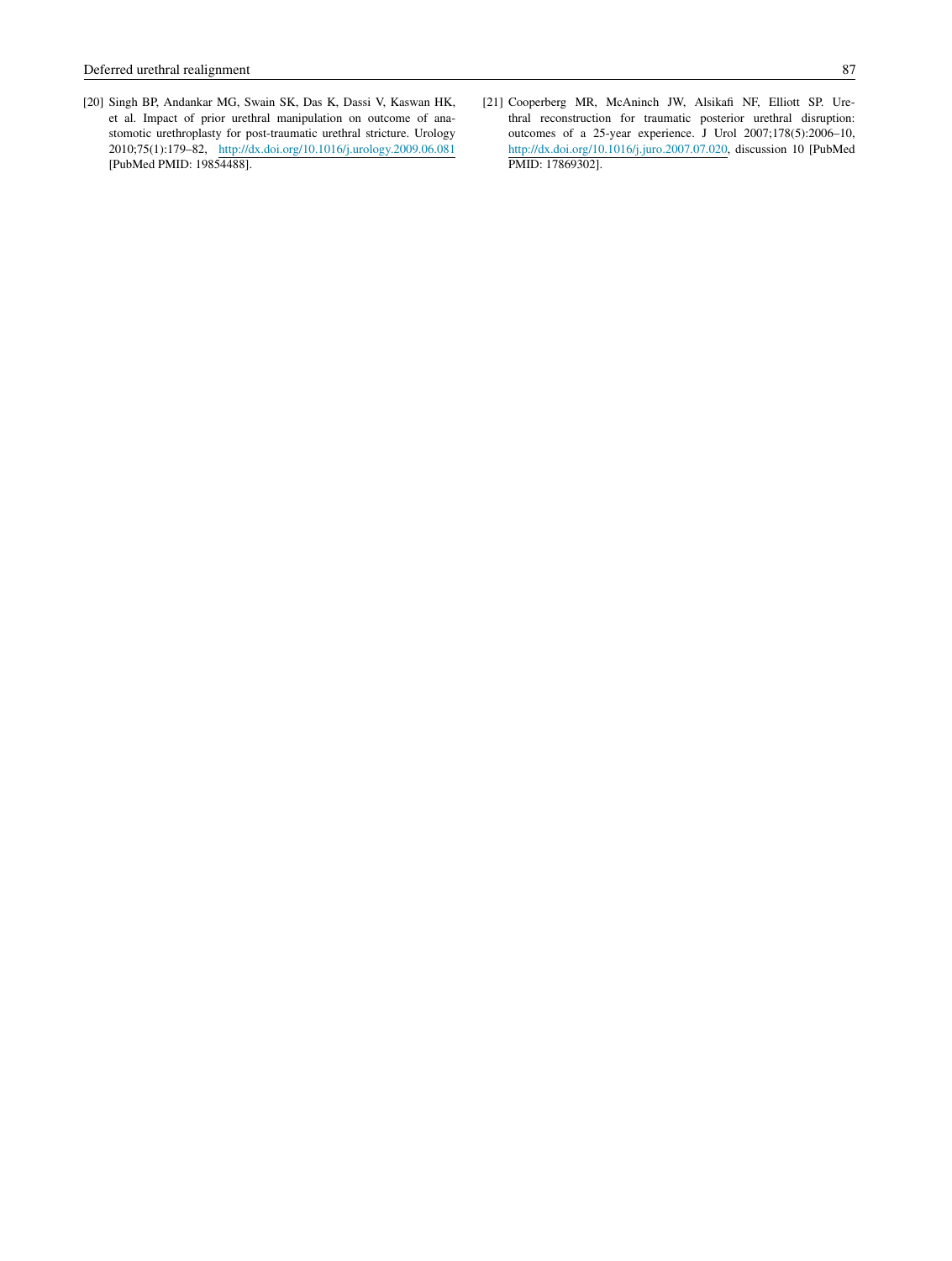[20] Singh BP, Andankar MG, Swain SK, Das K, Dassi V, Kaswan HK, et al. Impact of prior urethral manipulation on outcome of anastomotic urethroplasty for post-traumatic urethral stricture. Urology 2010;75(1):179–82, http://dx.doi.org/10.1016/j.urology.2009.06.081 [PubMed PMID: 19854488].

[21] Cooperberg MR, McAninch JW, Alsikafi NF, Elliott SP. Urethral reconstruction for traumatic posterior urethral disruption: outcomes of a 25-year experience. J Urol 2007;178(5):2006–10, http://dx.doi.org/10.1016/j.juro.2007.07.020, discussion 10 [PubMed PMID: 17869302].